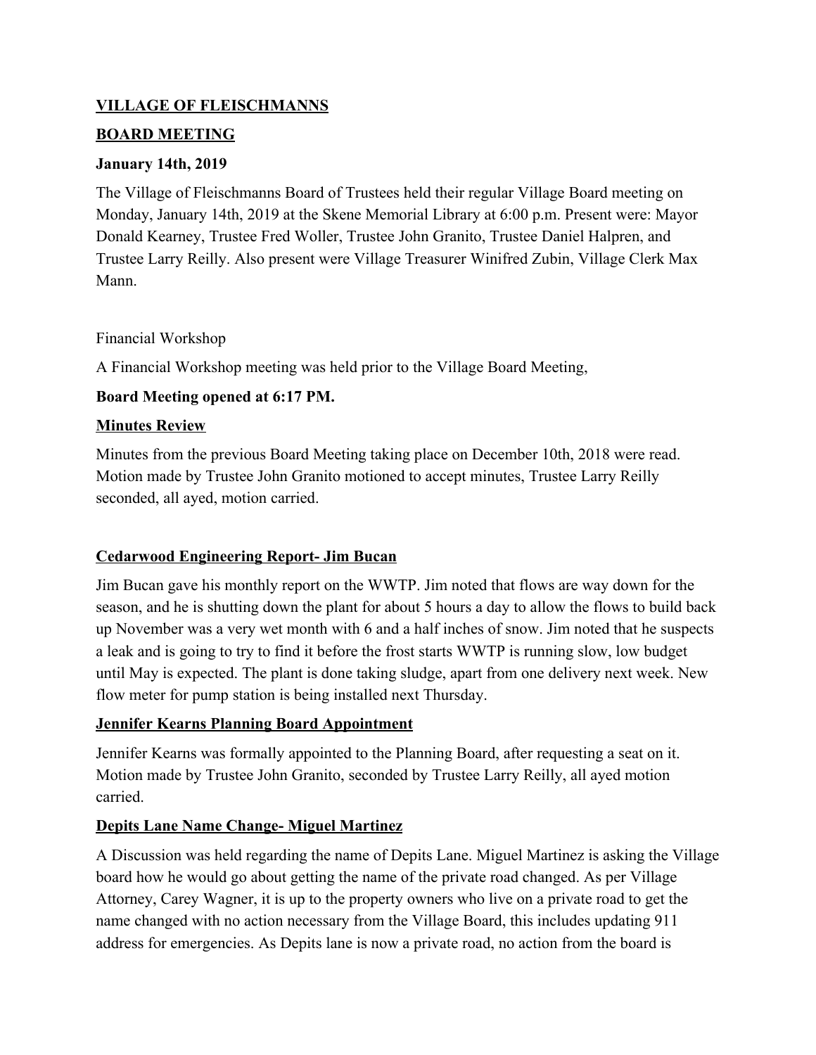**VILLAGE OF FLEISCHMANNS**

**BOARD MEETING**

**January 14th, 2019**

The Village of Fleischmanns Board of Trustees held their regular Village Board meeting on Monday, January 14th, 2019 at the Skene Memorial Library at 6:00 p.m. Present were: Mayor Donald Kearney, Trustee Fred Woller, Trustee John Granito, Trustee Daniel Halpren, and Trustee Larry Reilly. Also present were Village Treasurer Winifred Zubin, Village Clerk Max Mann.

Financial Workshop

A Financial Workshop meeting was held prior to the Village Board Meeting,

**Board Meeting opened at 6:17 PM.**

**Minutes Review**

Minutes from the previous Board Meeting taking place on December 10th, 2018 were read. Motion made by Trustee John Granito motioned to accept minutes, Trustee Larry Reilly seconded, all ayed, motion carried.

**Cedarwood Engineering Report- Jim Bucan**

Jim Bucan gave his monthly report on the WWTP. Jim noted that flows are way down for the season, and he is shutting down the plant for about 5 hours a day to allow the flows to build back up November was a very wet month with 6 and a half inches of snow. Jim noted that he suspects a leak and is going to try to find it before the frost starts WWTP is running slow, low budget until May is expected. The plant is done taking sludge, apart from one delivery next week. New flow meter for pump station is being installed next Thursday.

**Jennifer Kearns Planning Board Appointment**

Jennifer Kearns was formally appointed to the Planning Board, after requesting a seat on it. Motion made by Trustee John Granito, seconded by Trustee Larry Reilly, all ayed motion carried.

**Depits Lane Name Change- Miguel Martinez**

A Discussion was held regarding the name of Depits Lane. Miguel Martinez is asking the Village board how he would go about getting the name of the private road changed. As per Village Attorney, Carey Wagner, it is up to the property owners who live on a private road to get the name changed with no action necessary from the Village Board, this includes updating 911 address for emergencies. As Depits lane is now a private road, no action from the board is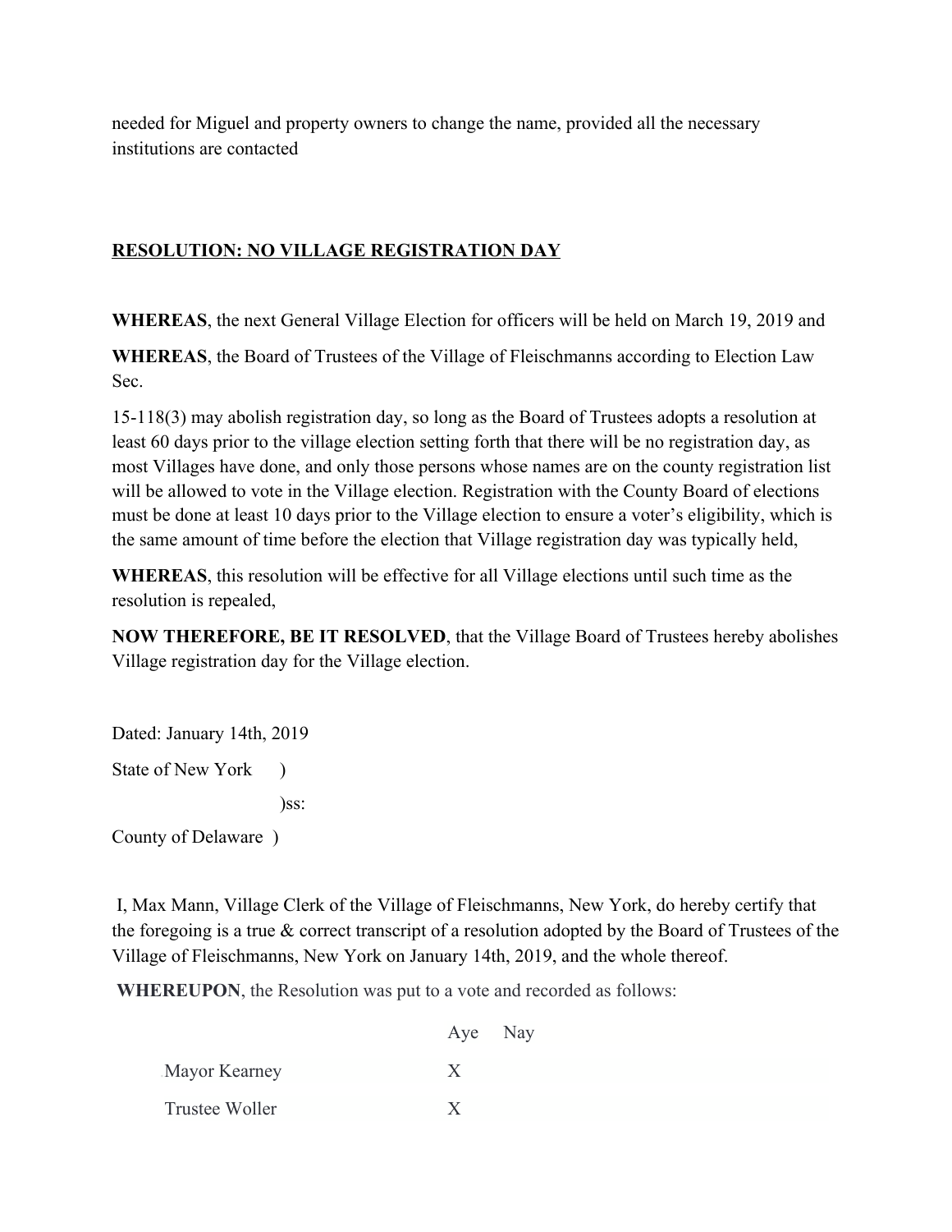needed for Miguel and property owners to change the name, provided all the necessary institutions are contacted

**<u>RESOLUTION: NO VILLAGE REGISTRATION DAY</u>**

**WHEREAS**, the next General Village Election for officers will be held on March 19, 2019 and

**WHEREAS**, the Board of Trustees of the Village of Fleischmanns according to Election Law Sec.

15-118(3) may abolish registration day, so long as the Board of Trustees adopts a resolution at least 60 days prior to the village election setting forth that there will be no registration day, as most Villages have done, and only those persons whose names are on the county registration list will be allowed to vote in the Village election. Registration with the County Board of elections must be done at least 10 days prior to the Village election to ensure a voter's eligibility, which is the same amount of time before the election that Village registration day was typically held,

**WHEREAS**, this resolution will be effective for all Village elections until such time as the resolution is repealed,

**NOW THEREFORE, BE IT RESOLVED**, that the Village Board of Trustees hereby abolishes Village registration day for the Village election.

Dated: January 14th, 2019

State of New York )

)ss:

County of Delaware )

I, Max Mann, Village Clerk of the Village of Fleischmanns, New York, do hereby certify that the foregoing is a true & correct transcript of a resolution adopted by the Board of Trustees of the Village of Fleischmanns, New York on January 14th, 2019, and the whole thereof.

**WHEREUPON**, the Resolution was put to a vote and recorded as follows:

| | Aye | Nay |
|---|---|---|
| Mayor Kearney | X | |
| Trustee Woller | X | |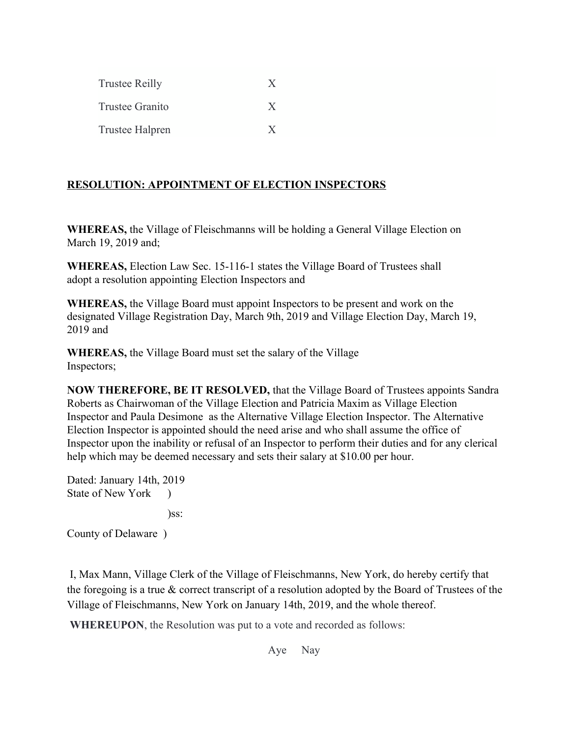| | |
|---|---|
| Trustee Reilly | X |
| Trustee Granito | X |
| Trustee Halpren | X |

**RESOLUTION: APPOINTMENT OF ELECTION INSPECTORS**

**WHEREAS,** the Village of Fleischmanns will be holding a General Village Election on March 19, 2019 and;

**WHEREAS,** Election Law Sec. 15-116-1 states the Village Board of Trustees shall adopt a resolution appointing Election Inspectors and

**WHEREAS,** the Village Board must appoint Inspectors to be present and work on the designated Village Registration Day, March 9th, 2019 and Village Election Day, March 19, 2019 and

**WHEREAS,** the Village Board must set the salary of the Village Inspectors;

**NOW THEREFORE, BE IT RESOLVED,** that the Village Board of Trustees appoints Sandra Roberts as Chairwoman of the Village Election and Patricia Maxim as Village Election Inspector and Paula Desimone as the Alternative Village Election Inspector. The Alternative Election Inspector is appointed should the need arise and who shall assume the office of Inspector upon the inability or refusal of an Inspector to perform their duties and for any clerical help which may be deemed necessary and sets their salary at $10.00 per hour.

Dated: January 14th, 2019
State of New York )

)ss:

County of Delaware )

I, Max Mann, Village Clerk of the Village of Fleischmanns, New York, do hereby certify that the foregoing is a true & correct transcript of a resolution adopted by the Board of Trustees of the Village of Fleischmanns, New York on January 14th, 2019, and the whole thereof.

**WHEREUPON**, the Resolution was put to a vote and recorded as follows:

| | Aye | Nay |
|---|---|---|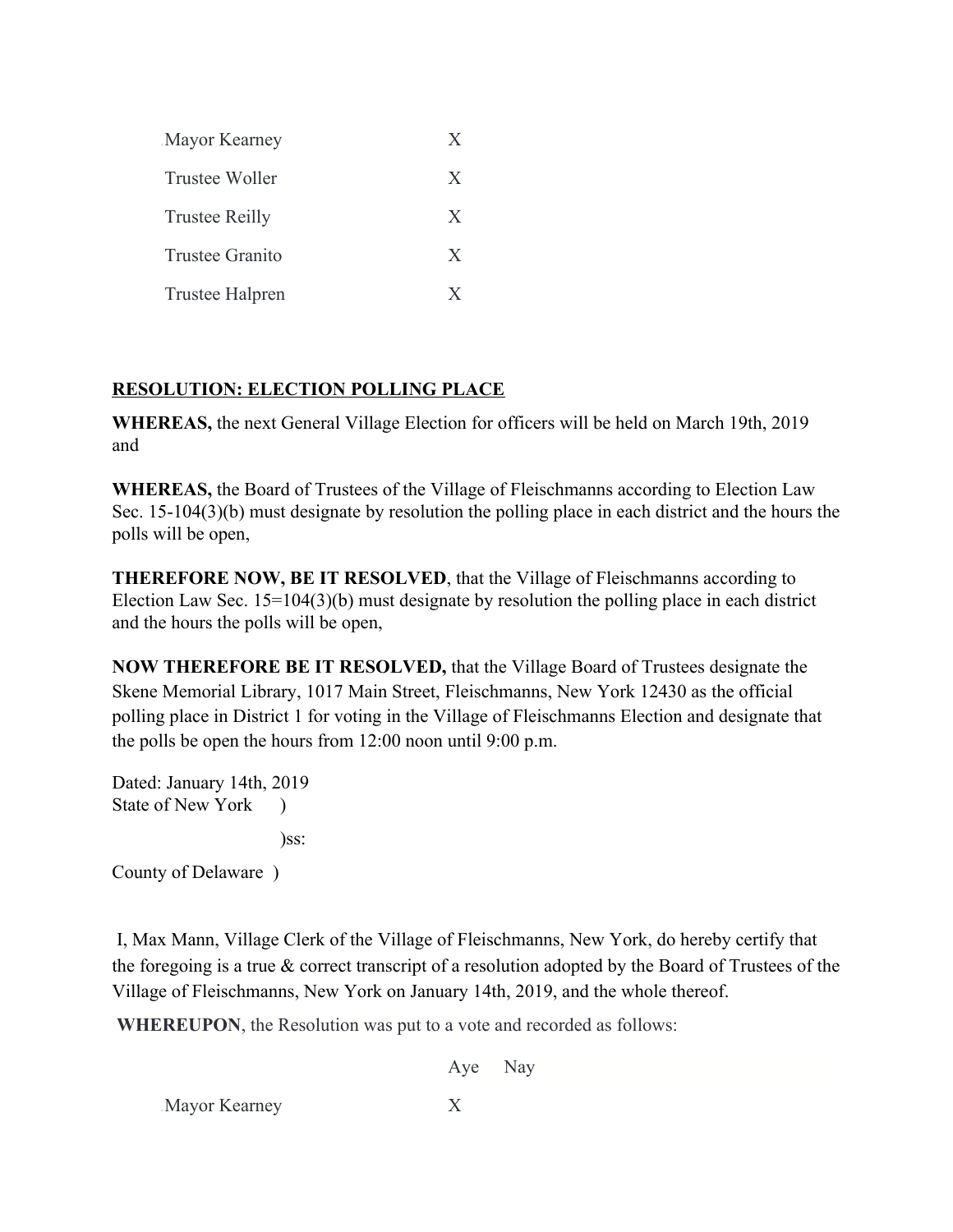| | |
|---|---|
| Mayor Kearney | X |
| Trustee Woller | X |
| Trustee Reilly | X |
| Trustee Granito | X |
| Trustee Halpren | X |

**RESOLUTION: ELECTION POLLING PLACE**

**WHEREAS,** the next General Village Election for officers will be held on March 19th, 2019 and

**WHEREAS,** the Board of Trustees of the Village of Fleischmanns according to Election Law Sec. 15-104(3)(b) must designate by resolution the polling place in each district and the hours the polls will be open,

**THEREFORE NOW, BE IT RESOLVED**, that the Village of Fleischmanns according to Election Law Sec. 15=104(3)(b) must designate by resolution the polling place in each district and the hours the polls will be open,

**NOW THEREFORE BE IT RESOLVED,** that the Village Board of Trustees designate the Skene Memorial Library, 1017 Main Street, Fleischmanns, New York 12430 as the official polling place in District 1 for voting in the Village of Fleischmanns Election and designate that the polls be open the hours from 12:00 noon until 9:00 p.m.

Dated: January 14th, 2019
State of New York )

)ss:

County of Delaware )

I, Max Mann, Village Clerk of the Village of Fleischmanns, New York, do hereby certify that the foregoing is a true & correct transcript of a resolution adopted by the Board of Trustees of the Village of Fleischmanns, New York on January 14th, 2019, and the whole thereof.

**WHEREUPON**, the Resolution was put to a vote and recorded as follows:

| | Aye | Nay |
|---|---|---|
| Mayor Kearney | X | |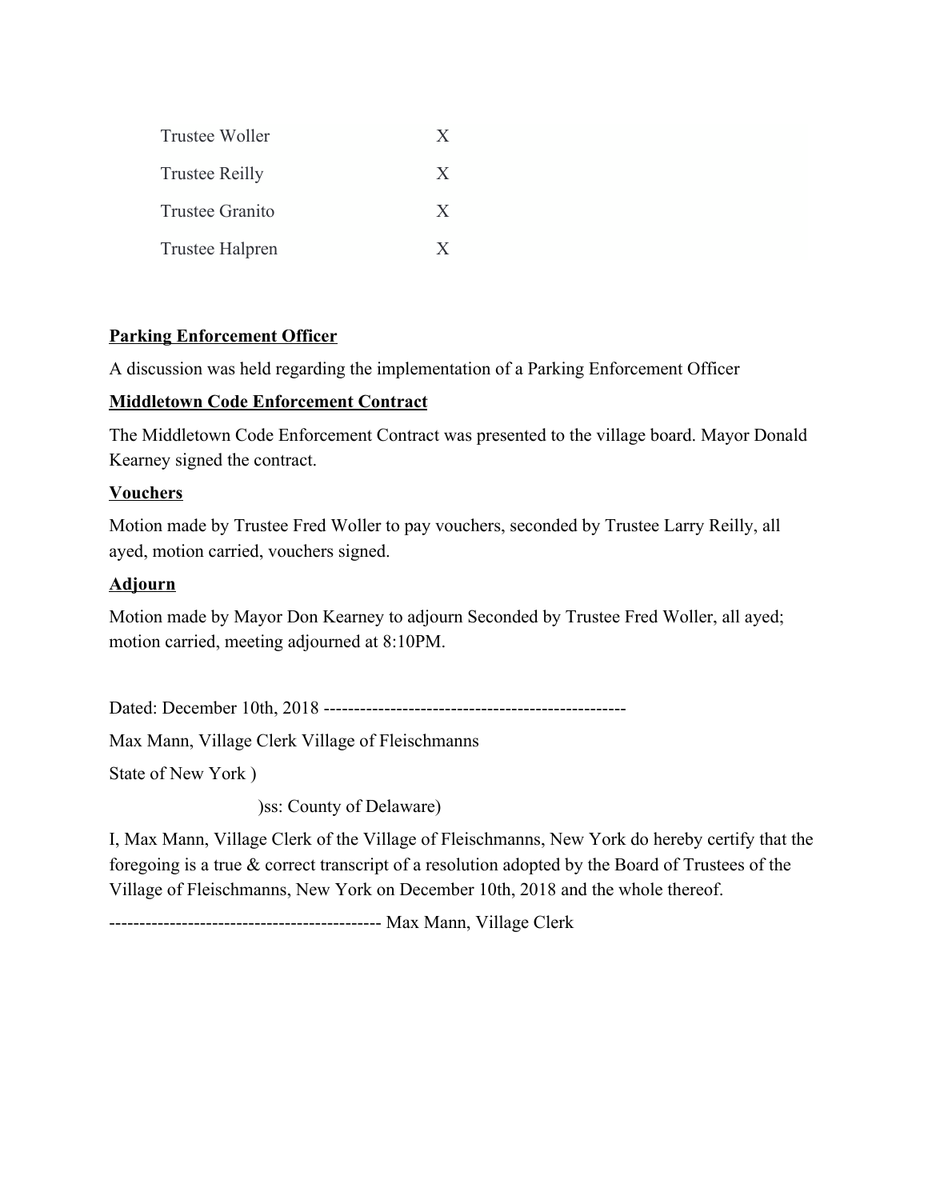| | |
|---|---|
| Trustee Woller | X |
| Trustee Reilly | X |
| Trustee Granito | X |
| Trustee Halpren | X |

**Parking Enforcement Officer**

A discussion was held regarding the implementation of a Parking Enforcement Officer

**Middletown Code Enforcement Contract**

The Middletown Code Enforcement Contract was presented to the village board. Mayor Donald Kearney signed the contract.

**Vouchers**

Motion made by Trustee Fred Woller to pay vouchers, seconded by Trustee Larry Reilly, all ayed, motion carried, vouchers signed.

**Adjourn**

Motion made by Mayor Don Kearney to adjourn Seconded by Trustee Fred Woller, all ayed; motion carried, meeting adjourned at 8:10PM.

Dated: December 10th, 2018 --------------------------------------------------

Max Mann, Village Clerk Village of Fleischmanns

State of New York )

)ss: County of Delaware)

I, Max Mann, Village Clerk of the Village of Fleischmanns, New York do hereby certify that the foregoing is a true & correct transcript of a resolution adopted by the Board of Trustees of the Village of Fleischmanns, New York on December 10th, 2018 and the whole thereof.

-------------------------------------------- Max Mann, Village Clerk